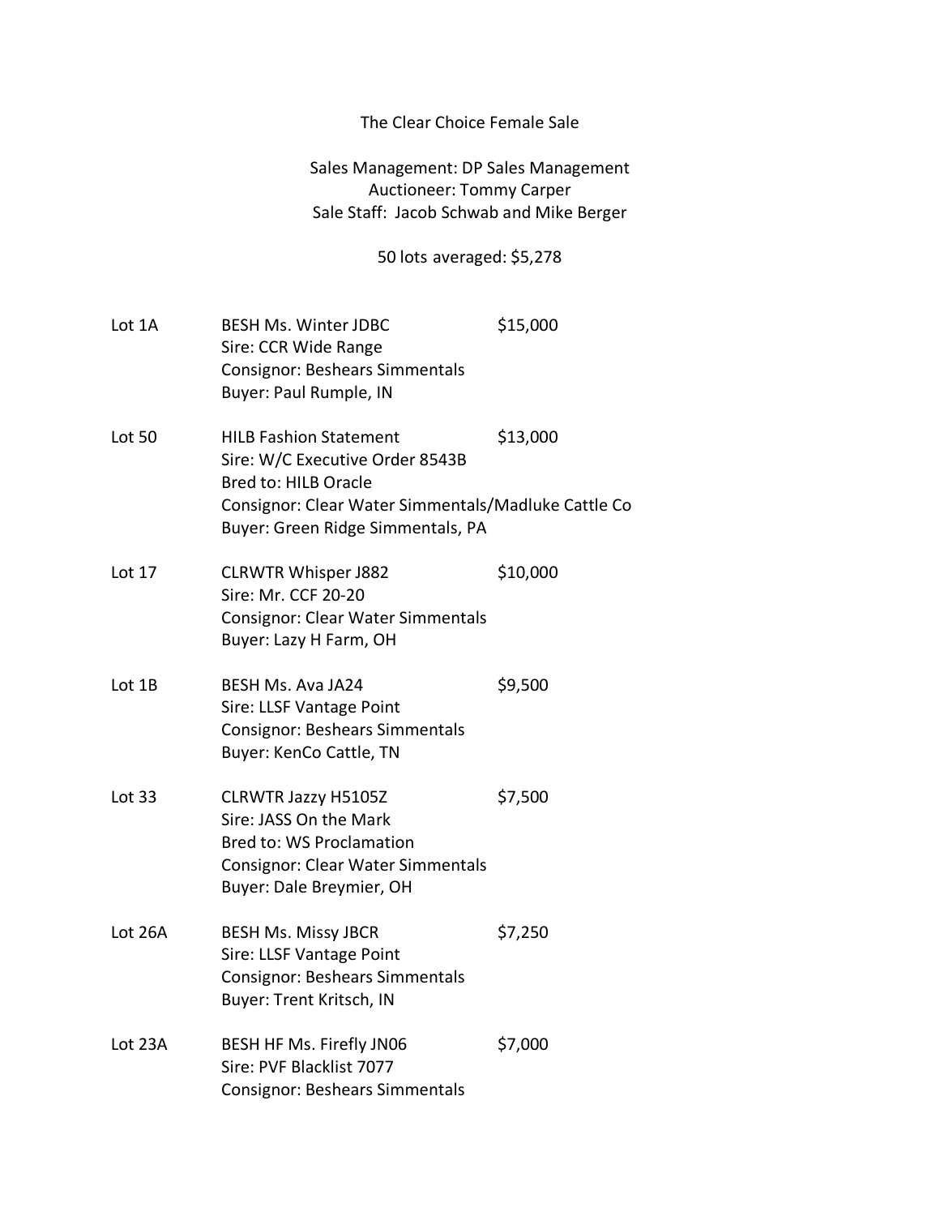# The Clear Choice Female Sale

Sales Management: DP Sales Management
Auctioneer: Tommy Carper
Sale Staff: Jacob Schwab and Mike Berger

50 lots averaged: $5,278

Lot 1A — BESH Ms. Winter JDBC — $15,000
Sire: CCR Wide Range
Consignor: Beshears Simmentals
Buyer: Paul Rumple, IN

Lot 50 — HILB Fashion Statement — $13,000
Sire: W/C Executive Order 8543B
Bred to: HILB Oracle
Consignor: Clear Water Simmentals/Madluke Cattle Co
Buyer: Green Ridge Simmentals, PA

Lot 17 — CLRWTR Whisper J882 — $10,000
Sire: Mr. CCF 20-20
Consignor: Clear Water Simmentals
Buyer: Lazy H Farm, OH

Lot 1B — BESH Ms. Ava JA24 — $9,500
Sire: LLSF Vantage Point
Consignor: Beshears Simmentals
Buyer: KenCo Cattle, TN

Lot 33 — CLRWTR Jazzy H5105Z — $7,500
Sire: JASS On the Mark
Bred to: WS Proclamation
Consignor: Clear Water Simmentals
Buyer: Dale Breymier, OH

Lot 26A — BESH Ms. Missy JBCR — $7,250
Sire: LLSF Vantage Point
Consignor: Beshears Simmentals
Buyer: Trent Kritsch, IN

Lot 23A — BESH HF Ms. Firefly JN06 — $7,000
Sire: PVF Blacklist 7077
Consignor: Beshears Simmentals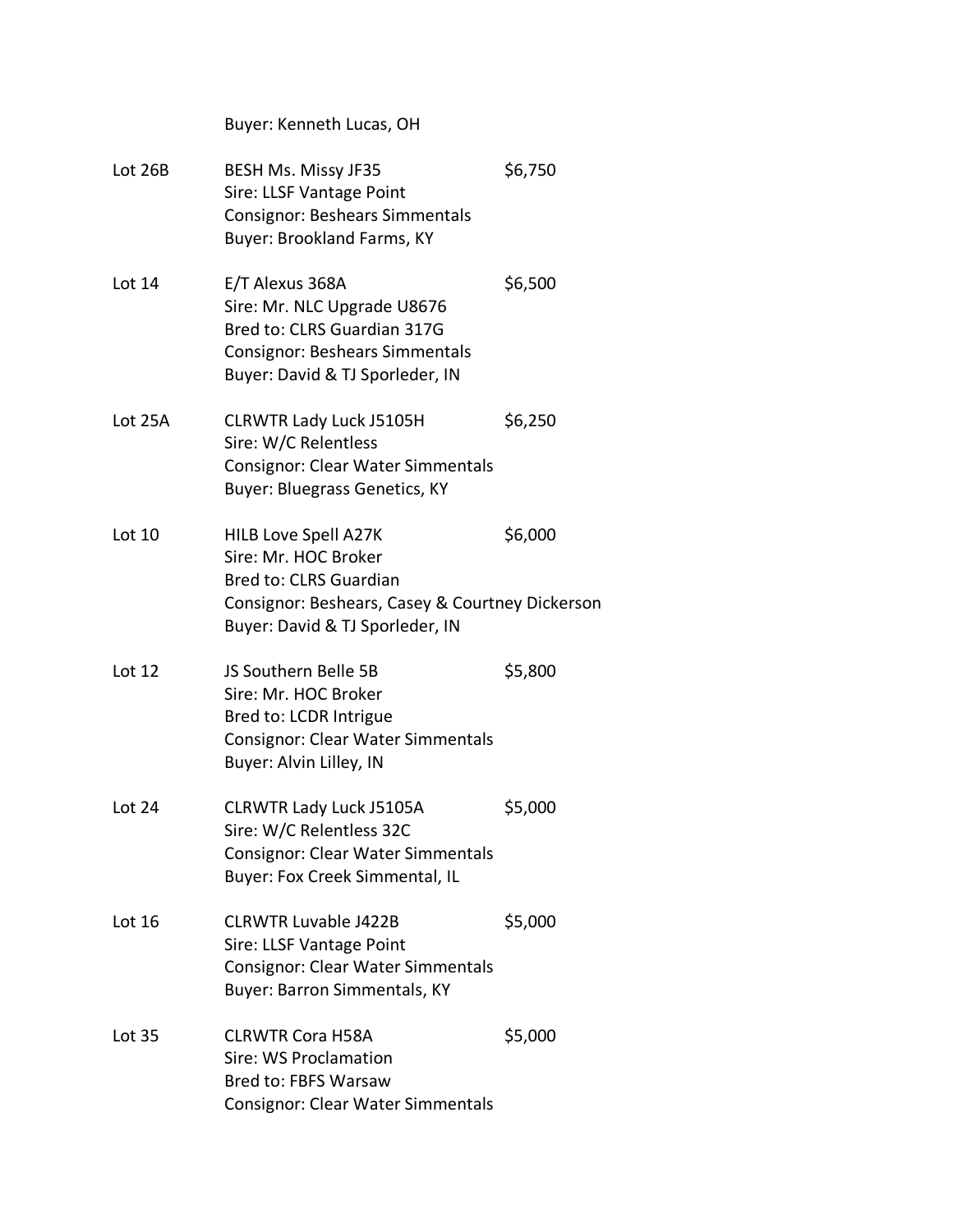Buyer: Kenneth Lucas, OH

Lot 26B — BESH Ms. Missy JF35 — $6,750
Sire: LLSF Vantage Point
Consignor: Beshears Simmentals
Buyer: Brookland Farms, KY

Lot 14 — E/T Alexus 368A — $6,500
Sire: Mr. NLC Upgrade U8676
Bred to: CLRS Guardian 317G
Consignor: Beshears Simmentals
Buyer: David & TJ Sporleder, IN

Lot 25A — CLRWTR Lady Luck J5105H — $6,250
Sire: W/C Relentless
Consignor: Clear Water Simmentals
Buyer: Bluegrass Genetics, KY

Lot 10 — HILB Love Spell A27K — $6,000
Sire: Mr. HOC Broker
Bred to: CLRS Guardian
Consignor: Beshears, Casey & Courtney Dickerson
Buyer: David & TJ Sporleder, IN

Lot 12 — JS Southern Belle 5B — $5,800
Sire: Mr. HOC Broker
Bred to: LCDR Intrigue
Consignor: Clear Water Simmentals
Buyer: Alvin Lilley, IN

Lot 24 — CLRWTR Lady Luck J5105A — $5,000
Sire: W/C Relentless 32C
Consignor: Clear Water Simmentals
Buyer: Fox Creek Simmental, IL

Lot 16 — CLRWTR Luvable J422B — $5,000
Sire: LLSF Vantage Point
Consignor: Clear Water Simmentals
Buyer: Barron Simmentals, KY

Lot 35 — CLRWTR Cora H58A — $5,000
Sire: WS Proclamation
Bred to: FBFS Warsaw
Consignor: Clear Water Simmentals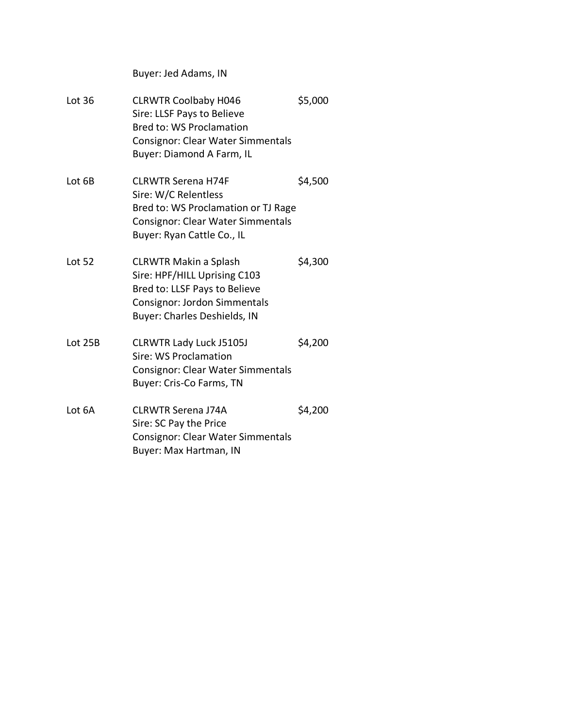Buyer: Jed Adams, IN

Lot 36 — CLRWTR Coolbaby H046 — $5,000
Sire: LLSF Pays to Believe
Bred to: WS Proclamation
Consignor: Clear Water Simmentals
Buyer: Diamond A Farm, IL

Lot 6B — CLRWTR Serena H74F — $4,500
Sire: W/C Relentless
Bred to: WS Proclamation or TJ Rage
Consignor: Clear Water Simmentals
Buyer: Ryan Cattle Co., IL

Lot 52 — CLRWTR Makin a Splash — $4,300
Sire: HPF/HILL Uprising C103
Bred to: LLSF Pays to Believe
Consignor: Jordon Simmentals
Buyer: Charles Deshields, IN

Lot 25B — CLRWTR Lady Luck J5105J — $4,200
Sire: WS Proclamation
Consignor: Clear Water Simmentals
Buyer: Cris-Co Farms, TN

Lot 6A — CLRWTR Serena J74A — $4,200
Sire: SC Pay the Price
Consignor: Clear Water Simmentals
Buyer: Max Hartman, IN